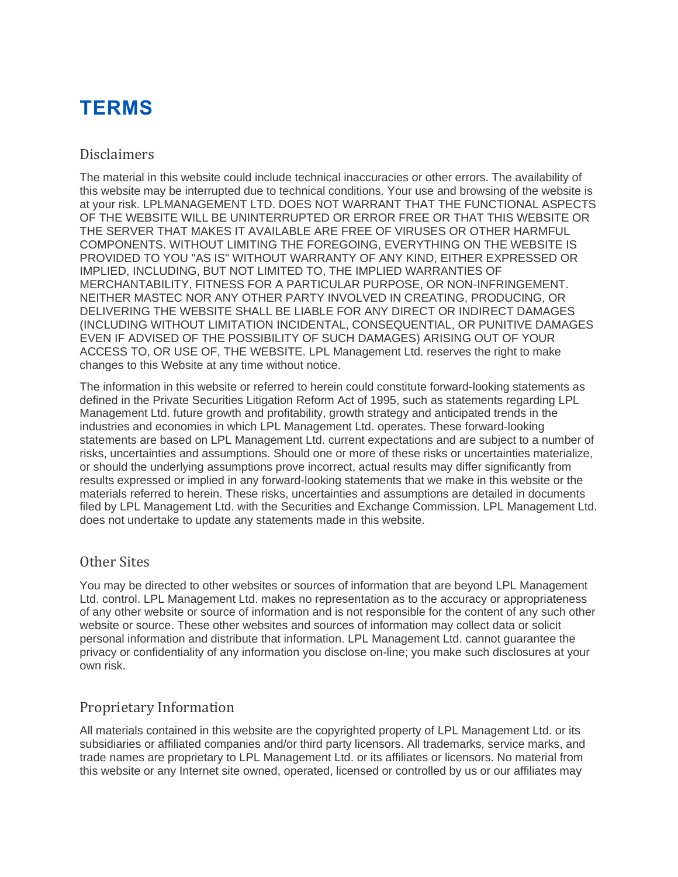# TERMS

## Disclaimers

The material in this website could include technical inaccuracies or other errors. The availability of this website may be interrupted due to technical conditions. Your use and browsing of the website is at your risk. LPLMANAGEMENT LTD. DOES NOT WARRANT THAT THE FUNCTIONAL ASPECTS OF THE WEBSITE WILL BE UNINTERRUPTED OR ERROR FREE OR THAT THIS WEBSITE OR THE SERVER THAT MAKES IT AVAILABLE ARE FREE OF VIRUSES OR OTHER HARMFUL COMPONENTS. WITHOUT LIMITING THE FOREGOING, EVERYTHING ON THE WEBSITE IS PROVIDED TO YOU "AS IS" WITHOUT WARRANTY OF ANY KIND, EITHER EXPRESSED OR IMPLIED, INCLUDING, BUT NOT LIMITED TO, THE IMPLIED WARRANTIES OF MERCHANTABILITY, FITNESS FOR A PARTICULAR PURPOSE, OR NON-INFRINGEMENT. NEITHER MASTEC NOR ANY OTHER PARTY INVOLVED IN CREATING, PRODUCING, OR DELIVERING THE WEBSITE SHALL BE LIABLE FOR ANY DIRECT OR INDIRECT DAMAGES (INCLUDING WITHOUT LIMITATION INCIDENTAL, CONSEQUENTIAL, OR PUNITIVE DAMAGES EVEN IF ADVISED OF THE POSSIBILITY OF SUCH DAMAGES) ARISING OUT OF YOUR ACCESS TO, OR USE OF, THE WEBSITE. LPL Management Ltd. reserves the right to make changes to this Website at any time without notice.

The information in this website or referred to herein could constitute forward-looking statements as defined in the Private Securities Litigation Reform Act of 1995, such as statements regarding LPL Management Ltd. future growth and profitability, growth strategy and anticipated trends in the industries and economies in which LPL Management Ltd. operates. These forward-looking statements are based on LPL Management Ltd. current expectations and are subject to a number of risks, uncertainties and assumptions. Should one or more of these risks or uncertainties materialize, or should the underlying assumptions prove incorrect, actual results may differ significantly from results expressed or implied in any forward-looking statements that we make in this website or the materials referred to herein. These risks, uncertainties and assumptions are detailed in documents filed by LPL Management Ltd. with the Securities and Exchange Commission. LPL Management Ltd. does not undertake to update any statements made in this website.

## Other Sites

You may be directed to other websites or sources of information that are beyond LPL Management Ltd. control. LPL Management Ltd. makes no representation as to the accuracy or appropriateness of any other website or source of information and is not responsible for the content of any such other website or source. These other websites and sources of information may collect data or solicit personal information and distribute that information. LPL Management Ltd. cannot guarantee the privacy or confidentiality of any information you disclose on-line; you make such disclosures at your own risk.

## Proprietary Information

All materials contained in this website are the copyrighted property of LPL Management Ltd. or its subsidiaries or affiliated companies and/or third party licensors. All trademarks, service marks, and trade names are proprietary to LPL Management Ltd. or its affiliates or licensors. No material from this website or any Internet site owned, operated, licensed or controlled by us or our affiliates may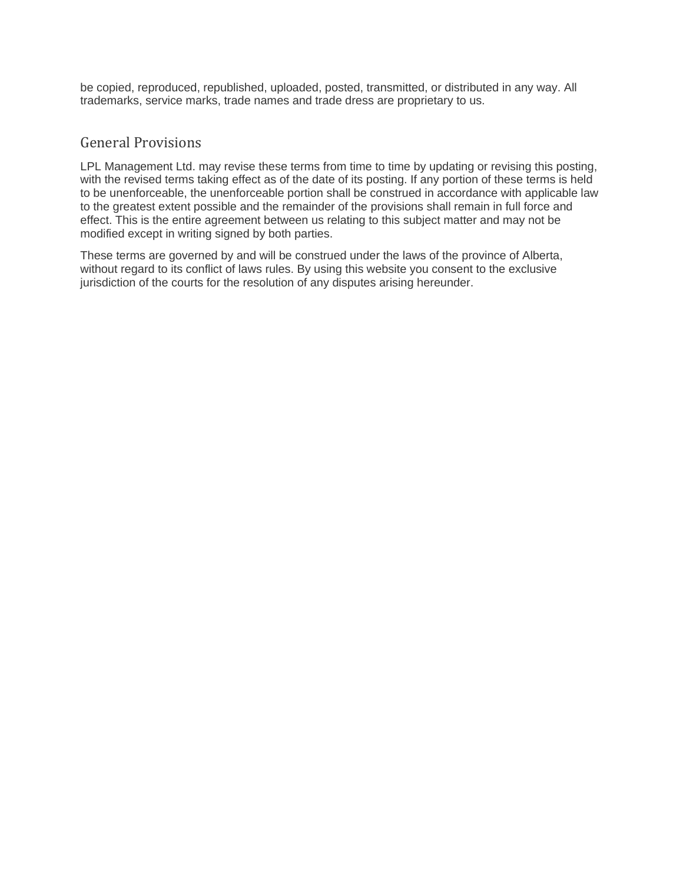be copied, reproduced, republished, uploaded, posted, transmitted, or distributed in any way. All trademarks, service marks, trade names and trade dress are proprietary to us.

## General Provisions

LPL Management Ltd. may revise these terms from time to time by updating or revising this posting, with the revised terms taking effect as of the date of its posting. If any portion of these terms is held to be unenforceable, the unenforceable portion shall be construed in accordance with applicable law to the greatest extent possible and the remainder of the provisions shall remain in full force and effect. This is the entire agreement between us relating to this subject matter and may not be modified except in writing signed by both parties.

These terms are governed by and will be construed under the laws of the province of Alberta, without regard to its conflict of laws rules. By using this website you consent to the exclusive jurisdiction of the courts for the resolution of any disputes arising hereunder.